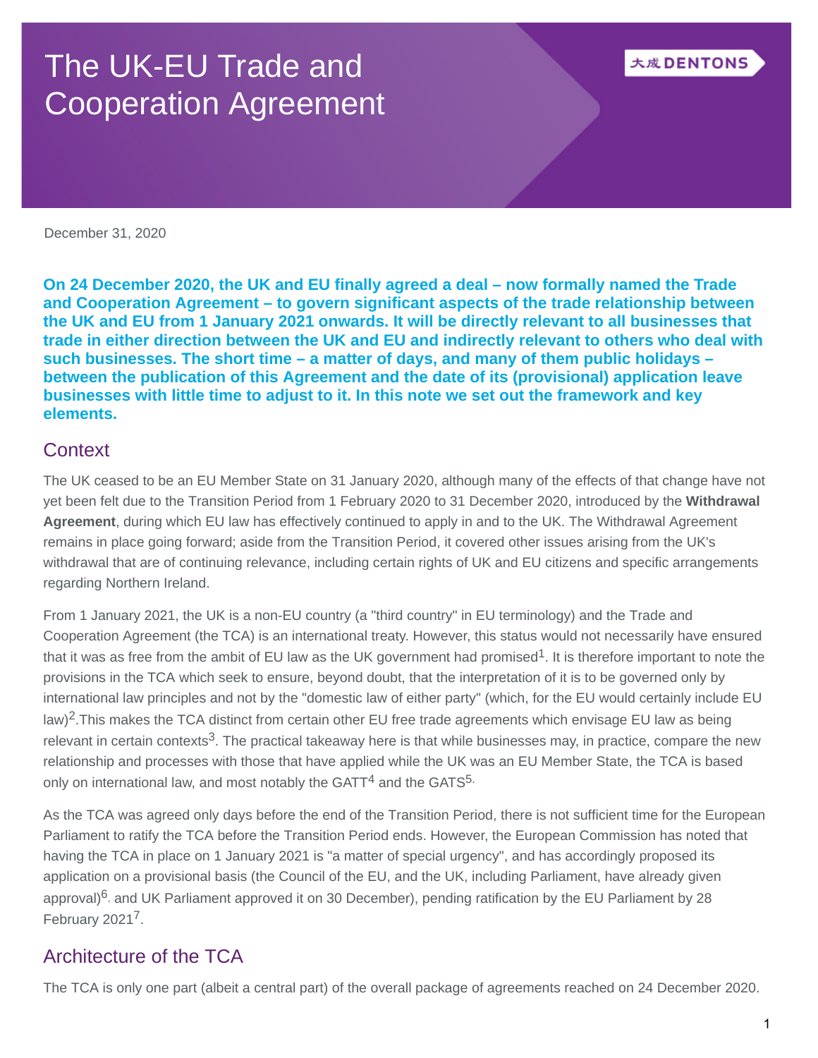# The UK-EU Trade and Cooperation Agreement

December 31, 2020

**On 24 December 2020, the UK and EU finally agreed a deal – now formally named the Trade and Cooperation Agreement – to govern significant aspects of the trade relationship between the UK and EU from 1 January 2021 onwards. It will be directly relevant to all businesses that trade in either direction between the UK and EU and indirectly relevant to others who deal with such businesses. The short time – a matter of days, and many of them public holidays – between the publication of this Agreement and the date of its (provisional) application leave businesses with little time to adjust to it. In this note we set out the framework and key elements.**

## Context

The UK ceased to be an EU Member State on 31 January 2020, although many of the effects of that change have not yet been felt due to the Transition Period from 1 February 2020 to 31 December 2020, introduced by the **Withdrawal Agreement**, during which EU law has effectively continued to apply in and to the UK. The Withdrawal Agreement remains in place going forward; aside from the Transition Period, it covered other issues arising from the UK's withdrawal that are of continuing relevance, including certain rights of UK and EU citizens and specific arrangements regarding Northern Ireland.

From 1 January 2021, the UK is a non-EU country (a "third country" in EU terminology) and the Trade and Cooperation Agreement (the TCA) is an international treaty. However, this status would not necessarily have ensured that it was as free from the ambit of EU law as the UK government had promised[1]. It is therefore important to note the provisions in the TCA which seek to ensure, beyond doubt, that the interpretation of it is to be governed only by international law principles and not by the "domestic law of either party" (which, for the EU would certainly include EU law)[2].This makes the TCA distinct from certain other EU free trade agreements which envisage EU law as being relevant in certain contexts[3]. The practical takeaway here is that while businesses may, in practice, compare the new relationship and processes with those that have applied while the UK was an EU Member State, the TCA is based only on international law, and most notably the GATT[4] and the GATS[5].

As the TCA was agreed only days before the end of the Transition Period, there is not sufficient time for the European Parliament to ratify the TCA before the Transition Period ends. However, the European Commission has noted that having the TCA in place on 1 January 2021 is "a matter of special urgency", and has accordingly proposed its application on a provisional basis (the Council of the EU, and the UK, including Parliament, have already given approval)[6], and UK Parliament approved it on 30 December), pending ratification by the EU Parliament by 28 February 2021[7].

## Architecture of the TCA

The TCA is only one part (albeit a central part) of the overall package of agreements reached on 24 December 2020.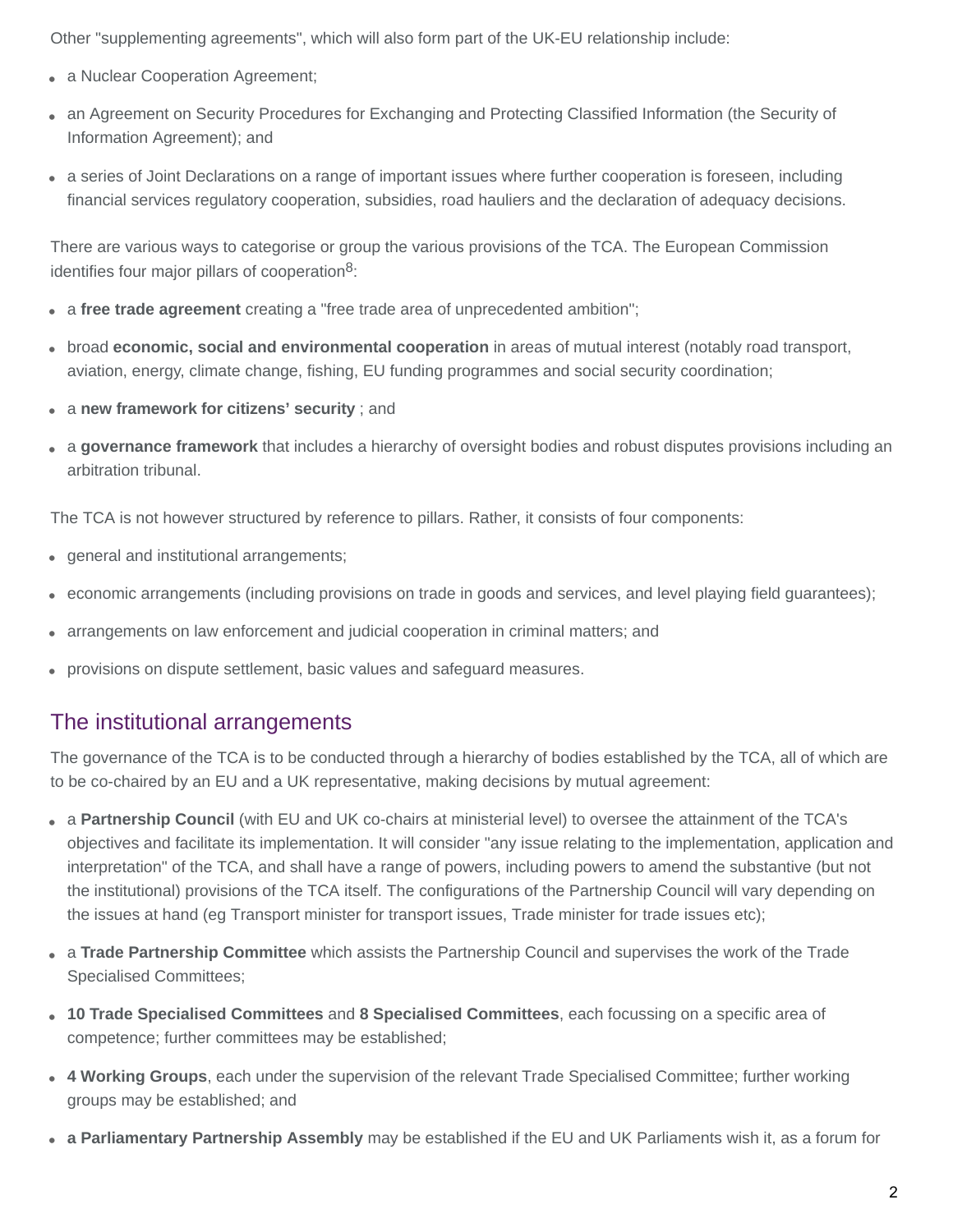Other "supplementing agreements", which will also form part of the UK-EU relationship include:

- a Nuclear Cooperation Agreement;
- an Agreement on Security Procedures for Exchanging and Protecting Classified Information (the Security of Information Agreement); and
- a series of Joint Declarations on a range of important issues where further cooperation is foreseen, including financial services regulatory cooperation, subsidies, road hauliers and the declaration of adequacy decisions.

There are various ways to categorise or group the various provisions of the TCA. The European Commission identifies four major pillars of cooperation[8]:

- a **free trade agreement** creating a "free trade area of unprecedented ambition";
- broad **economic, social and environmental cooperation** in areas of mutual interest (notably road transport, aviation, energy, climate change, fishing, EU funding programmes and social security coordination;
- a **new framework for citizens' security** ; and
- a **governance framework** that includes a hierarchy of oversight bodies and robust disputes provisions including an arbitration tribunal.

The TCA is not however structured by reference to pillars. Rather, it consists of four components:

- general and institutional arrangements;
- economic arrangements (including provisions on trade in goods and services, and level playing field guarantees);
- arrangements on law enforcement and judicial cooperation in criminal matters; and
- provisions on dispute settlement, basic values and safeguard measures.

## The institutional arrangements

The governance of the TCA is to be conducted through a hierarchy of bodies established by the TCA, all of which are to be co-chaired by an EU and a UK representative, making decisions by mutual agreement:

- a **Partnership Council** (with EU and UK co-chairs at ministerial level) to oversee the attainment of the TCA's objectives and facilitate its implementation. It will consider "any issue relating to the implementation, application and interpretation" of the TCA, and shall have a range of powers, including powers to amend the substantive (but not the institutional) provisions of the TCA itself. The configurations of the Partnership Council will vary depending on the issues at hand (eg Transport minister for transport issues, Trade minister for trade issues etc);
- a **Trade Partnership Committee** which assists the Partnership Council and supervises the work of the Trade Specialised Committees;
- **10 Trade Specialised Committees** and **8 Specialised Committees**, each focussing on a specific area of competence; further committees may be established;
- **4 Working Groups**, each under the supervision of the relevant Trade Specialised Committee; further working groups may be established; and
- **a Parliamentary Partnership Assembly** may be established if the EU and UK Parliaments wish it, as a forum for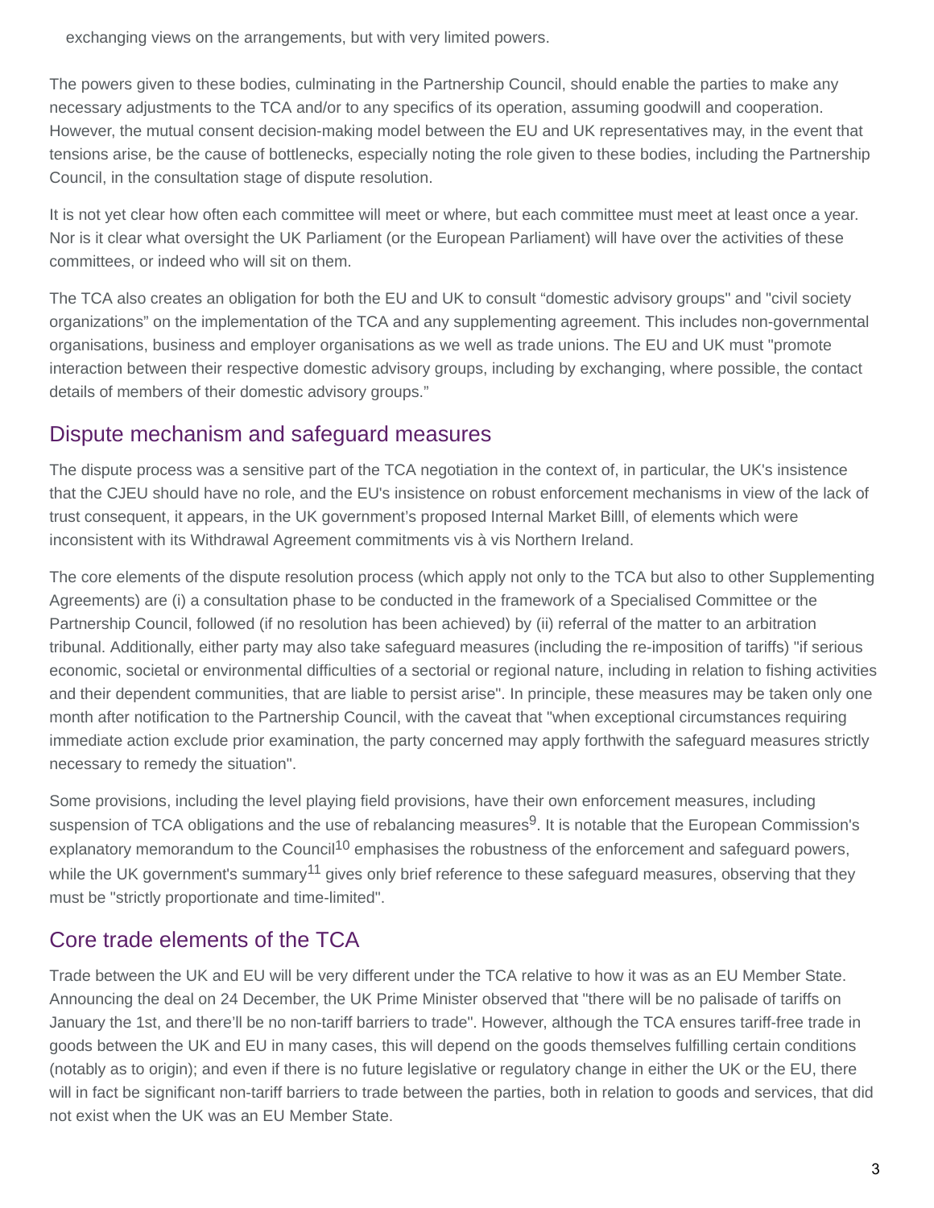exchanging views on the arrangements, but with very limited powers.

The powers given to these bodies, culminating in the Partnership Council, should enable the parties to make any necessary adjustments to the TCA and/or to any specifics of its operation, assuming goodwill and cooperation. However, the mutual consent decision-making model between the EU and UK representatives may, in the event that tensions arise, be the cause of bottlenecks, especially noting the role given to these bodies, including the Partnership Council, in the consultation stage of dispute resolution.

It is not yet clear how often each committee will meet or where, but each committee must meet at least once a year. Nor is it clear what oversight the UK Parliament (or the European Parliament) will have over the activities of these committees, or indeed who will sit on them.

The TCA also creates an obligation for both the EU and UK to consult “domestic advisory groups" and "civil society organizations” on the implementation of the TCA and any supplementing agreement. This includes non-governmental organisations, business and employer organisations as we well as trade unions. The EU and UK must "promote interaction between their respective domestic advisory groups, including by exchanging, where possible, the contact details of members of their domestic advisory groups.”

## Dispute mechanism and safeguard measures

The dispute process was a sensitive part of the TCA negotiation in the context of, in particular, the UK's insistence that the CJEU should have no role, and the EU's insistence on robust enforcement mechanisms in view of the lack of trust consequent, it appears, in the UK government’s proposed Internal Market Billl, of elements which were inconsistent with its Withdrawal Agreement commitments vis à vis Northern Ireland.

The core elements of the dispute resolution process (which apply not only to the TCA but also to other Supplementing Agreements) are (i) a consultation phase to be conducted in the framework of a Specialised Committee or the Partnership Council, followed (if no resolution has been achieved) by (ii) referral of the matter to an arbitration tribunal. Additionally, either party may also take safeguard measures (including the re-imposition of tariffs) "if serious economic, societal or environmental difficulties of a sectorial or regional nature, including in relation to fishing activities and their dependent communities, that are liable to persist arise". In principle, these measures may be taken only one month after notification to the Partnership Council, with the caveat that "when exceptional circumstances requiring immediate action exclude prior examination, the party concerned may apply forthwith the safeguard measures strictly necessary to remedy the situation".

Some provisions, including the level playing field provisions, have their own enforcement measures, including suspension of TCA obligations and the use of rebalancing measures[9]. It is notable that the European Commission's explanatory memorandum to the Council[10] emphasises the robustness of the enforcement and safeguard powers, while the UK government's summary[11] gives only brief reference to these safeguard measures, observing that they must be "strictly proportionate and time-limited".

## Core trade elements of the TCA

Trade between the UK and EU will be very different under the TCA relative to how it was as an EU Member State. Announcing the deal on 24 December, the UK Prime Minister observed that "there will be no palisade of tariffs on January the 1st, and there’ll be no non-tariff barriers to trade". However, although the TCA ensures tariff-free trade in goods between the UK and EU in many cases, this will depend on the goods themselves fulfilling certain conditions (notably as to origin); and even if there is no future legislative or regulatory change in either the UK or the EU, there will in fact be significant non-tariff barriers to trade between the parties, both in relation to goods and services, that did not exist when the UK was an EU Member State.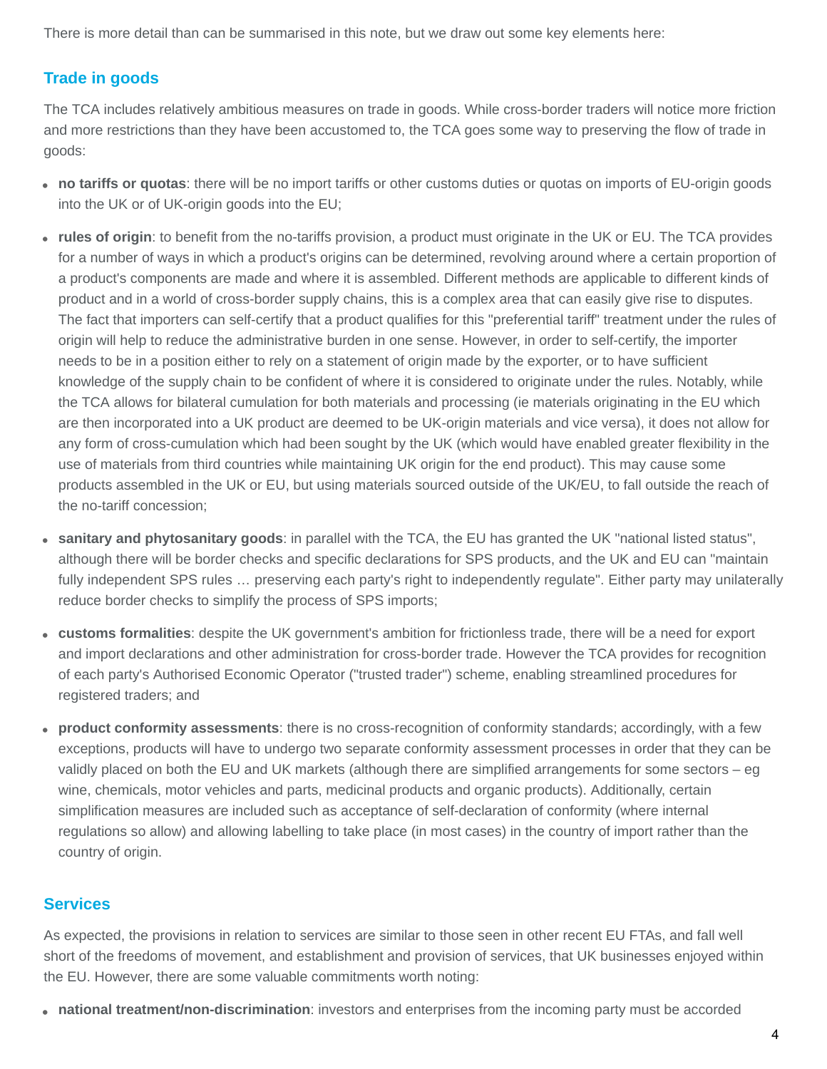There is more detail than can be summarised in this note, but we draw out some key elements here:

## Trade in goods

The TCA includes relatively ambitious measures on trade in goods. While cross-border traders will notice more friction and more restrictions than they have been accustomed to, the TCA goes some way to preserving the flow of trade in goods:

- **no tariffs or quotas**: there will be no import tariffs or other customs duties or quotas on imports of EU-origin goods into the UK or of UK-origin goods into the EU;
- **rules of origin**: to benefit from the no-tariffs provision, a product must originate in the UK or EU. The TCA provides for a number of ways in which a product's origins can be determined, revolving around where a certain proportion of a product's components are made and where it is assembled. Different methods are applicable to different kinds of product and in a world of cross-border supply chains, this is a complex area that can easily give rise to disputes. The fact that importers can self-certify that a product qualifies for this "preferential tariff" treatment under the rules of origin will help to reduce the administrative burden in one sense. However, in order to self-certify, the importer needs to be in a position either to rely on a statement of origin made by the exporter, or to have sufficient knowledge of the supply chain to be confident of where it is considered to originate under the rules. Notably, while the TCA allows for bilateral cumulation for both materials and processing (ie materials originating in the EU which are then incorporated into a UK product are deemed to be UK-origin materials and vice versa), it does not allow for any form of cross-cumulation which had been sought by the UK (which would have enabled greater flexibility in the use of materials from third countries while maintaining UK origin for the end product). This may cause some products assembled in the UK or EU, but using materials sourced outside of the UK/EU, to fall outside the reach of the no-tariff concession;
- **sanitary and phytosanitary goods**: in parallel with the TCA, the EU has granted the UK "national listed status", although there will be border checks and specific declarations for SPS products, and the UK and EU can "maintain fully independent SPS rules … preserving each party's right to independently regulate". Either party may unilaterally reduce border checks to simplify the process of SPS imports;
- **customs formalities**: despite the UK government's ambition for frictionless trade, there will be a need for export and import declarations and other administration for cross-border trade. However the TCA provides for recognition of each party's Authorised Economic Operator ("trusted trader") scheme, enabling streamlined procedures for registered traders; and
- **product conformity assessments**: there is no cross-recognition of conformity standards; accordingly, with a few exceptions, products will have to undergo two separate conformity assessment processes in order that they can be validly placed on both the EU and UK markets (although there are simplified arrangements for some sectors – eg wine, chemicals, motor vehicles and parts, medicinal products and organic products). Additionally, certain simplification measures are included such as acceptance of self-declaration of conformity (where internal regulations so allow) and allowing labelling to take place (in most cases) in the country of import rather than the country of origin.

## Services

As expected, the provisions in relation to services are similar to those seen in other recent EU FTAs, and fall well short of the freedoms of movement, and establishment and provision of services, that UK businesses enjoyed within the EU. However, there are some valuable commitments worth noting:

- **national treatment/non-discrimination**: investors and enterprises from the incoming party must be accorded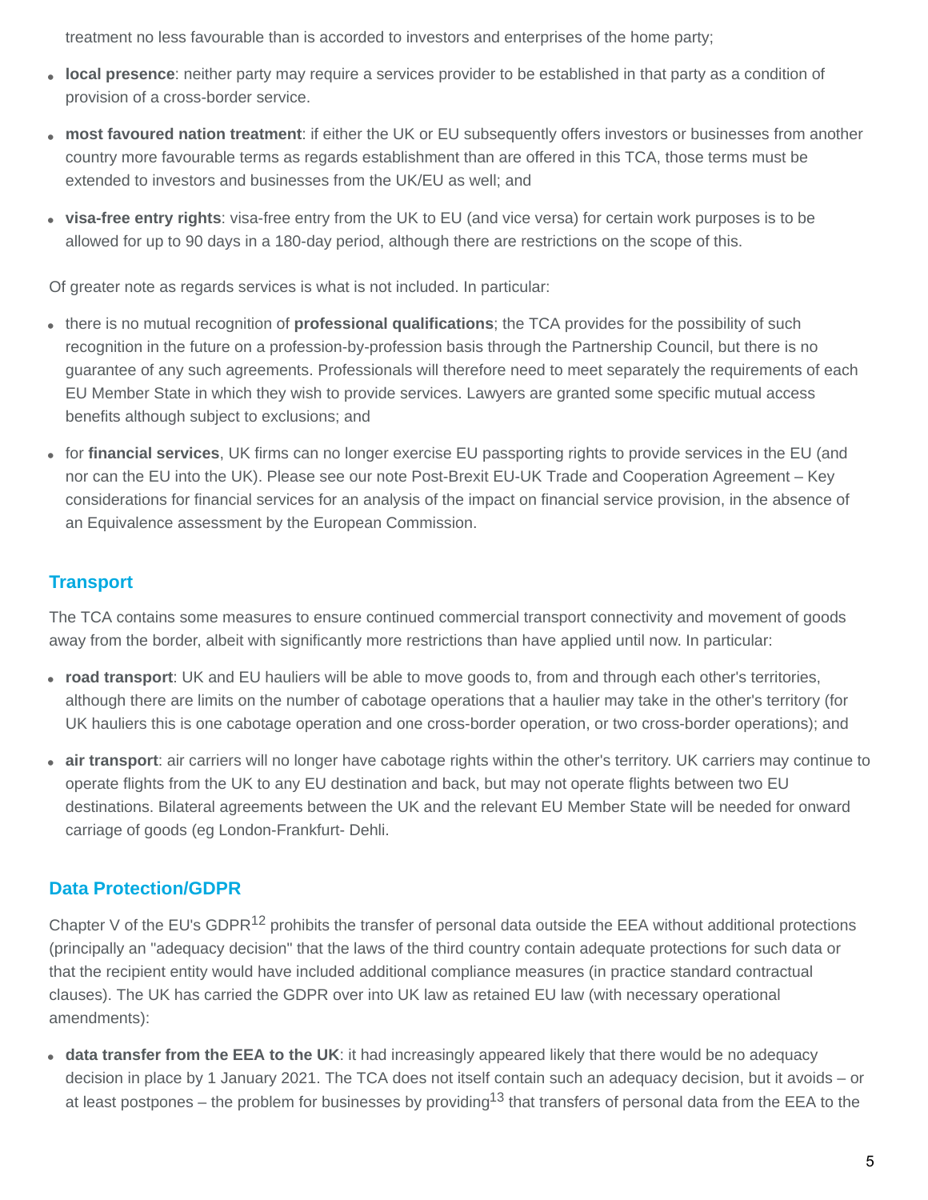treatment no less favourable than is accorded to investors and enterprises of the home party;

- **local presence**: neither party may require a services provider to be established in that party as a condition of provision of a cross-border service.
- **most favoured nation treatment**: if either the UK or EU subsequently offers investors or businesses from another country more favourable terms as regards establishment than are offered in this TCA, those terms must be extended to investors and businesses from the UK/EU as well; and
- **visa-free entry rights**: visa-free entry from the UK to EU (and vice versa) for certain work purposes is to be allowed for up to 90 days in a 180-day period, although there are restrictions on the scope of this.

Of greater note as regards services is what is not included. In particular:

- there is no mutual recognition of **professional qualifications**; the TCA provides for the possibility of such recognition in the future on a profession-by-profession basis through the Partnership Council, but there is no guarantee of any such agreements. Professionals will therefore need to meet separately the requirements of each EU Member State in which they wish to provide services. Lawyers are granted some specific mutual access benefits although subject to exclusions; and
- for **financial services**, UK firms can no longer exercise EU passporting rights to provide services in the EU (and nor can the EU into the UK). Please see our note Post-Brexit EU-UK Trade and Cooperation Agreement – Key considerations for financial services for an analysis of the impact on financial service provision, in the absence of an Equivalence assessment by the European Commission.

## Transport

The TCA contains some measures to ensure continued commercial transport connectivity and movement of goods away from the border, albeit with significantly more restrictions than have applied until now. In particular:

- **road transport**: UK and EU hauliers will be able to move goods to, from and through each other's territories, although there are limits on the number of cabotage operations that a haulier may take in the other's territory (for UK hauliers this is one cabotage operation and one cross-border operation, or two cross-border operations); and
- **air transport**: air carriers will no longer have cabotage rights within the other's territory. UK carriers may continue to operate flights from the UK to any EU destination and back, but may not operate flights between two EU destinations. Bilateral agreements between the UK and the relevant EU Member State will be needed for onward carriage of goods (eg London-Frankfurt- Dehli.

## Data Protection/GDPR

Chapter V of the EU's GDPR[12] prohibits the transfer of personal data outside the EEA without additional protections (principally an "adequacy decision" that the laws of the third country contain adequate protections for such data or that the recipient entity would have included additional compliance measures (in practice standard contractual clauses). The UK has carried the GDPR over into UK law as retained EU law (with necessary operational amendments):

- **data transfer from the EEA to the UK**: it had increasingly appeared likely that there would be no adequacy decision in place by 1 January 2021. The TCA does not itself contain such an adequacy decision, but it avoids – or at least postpones – the problem for businesses by providing[13] that transfers of personal data from the EEA to the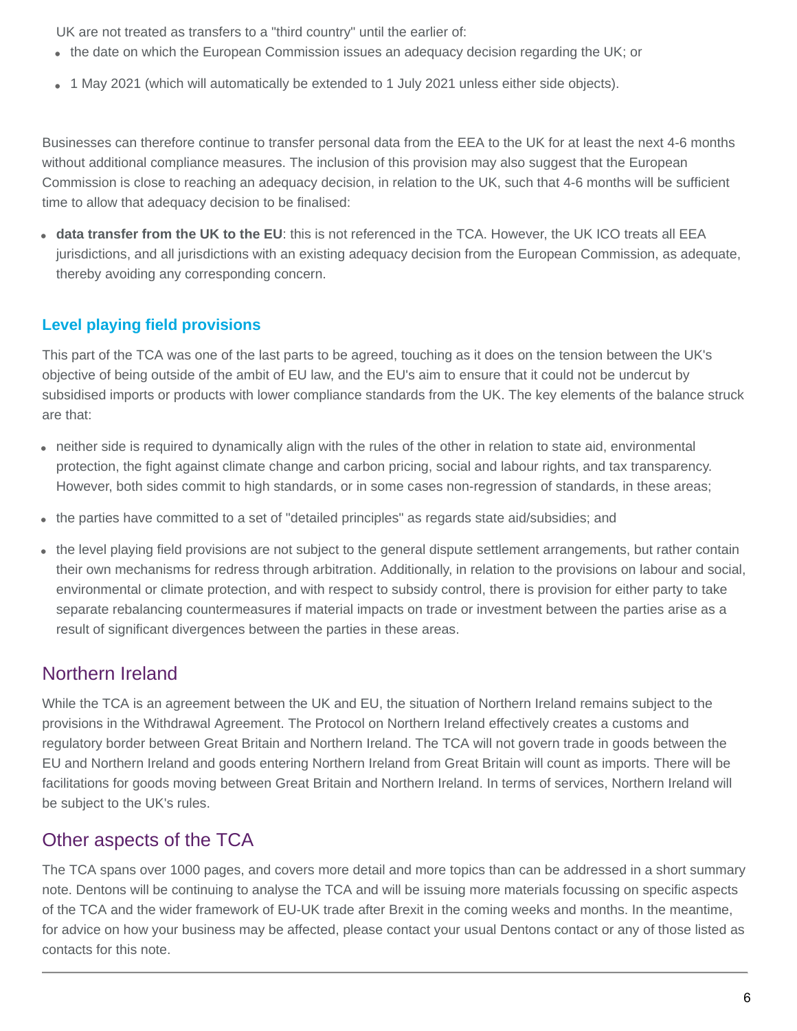UK are not treated as transfers to a "third country" until the earlier of:

- the date on which the European Commission issues an adequacy decision regarding the UK; or
- 1 May 2021 (which will automatically be extended to 1 July 2021 unless either side objects).

Businesses can therefore continue to transfer personal data from the EEA to the UK for at least the next 4-6 months without additional compliance measures. The inclusion of this provision may also suggest that the European Commission is close to reaching an adequacy decision, in relation to the UK, such that 4-6 months will be sufficient time to allow that adequacy decision to be finalised:

- **data transfer from the UK to the EU**: this is not referenced in the TCA. However, the UK ICO treats all EEA jurisdictions, and all jurisdictions with an existing adequacy decision from the European Commission, as adequate, thereby avoiding any corresponding concern.

### Level playing field provisions

This part of the TCA was one of the last parts to be agreed, touching as it does on the tension between the UK's objective of being outside of the ambit of EU law, and the EU's aim to ensure that it could not be undercut by subsidised imports or products with lower compliance standards from the UK. The key elements of the balance struck are that:

- neither side is required to dynamically align with the rules of the other in relation to state aid, environmental protection, the fight against climate change and carbon pricing, social and labour rights, and tax transparency. However, both sides commit to high standards, or in some cases non-regression of standards, in these areas;
- the parties have committed to a set of "detailed principles" as regards state aid/subsidies; and
- the level playing field provisions are not subject to the general dispute settlement arrangements, but rather contain their own mechanisms for redress through arbitration. Additionally, in relation to the provisions on labour and social, environmental or climate protection, and with respect to subsidy control, there is provision for either party to take separate rebalancing countermeasures if material impacts on trade or investment between the parties arise as a result of significant divergences between the parties in these areas.

## Northern Ireland

While the TCA is an agreement between the UK and EU, the situation of Northern Ireland remains subject to the provisions in the Withdrawal Agreement. The Protocol on Northern Ireland effectively creates a customs and regulatory border between Great Britain and Northern Ireland. The TCA will not govern trade in goods between the EU and Northern Ireland and goods entering Northern Ireland from Great Britain will count as imports. There will be facilitations for goods moving between Great Britain and Northern Ireland. In terms of services, Northern Ireland will be subject to the UK's rules.

## Other aspects of the TCA

The TCA spans over 1000 pages, and covers more detail and more topics than can be addressed in a short summary note. Dentons will be continuing to analyse the TCA and will be issuing more materials focussing on specific aspects of the TCA and the wider framework of EU-UK trade after Brexit in the coming weeks and months. In the meantime, for advice on how your business may be affected, please contact your usual Dentons contact or any of those listed as contacts for this note.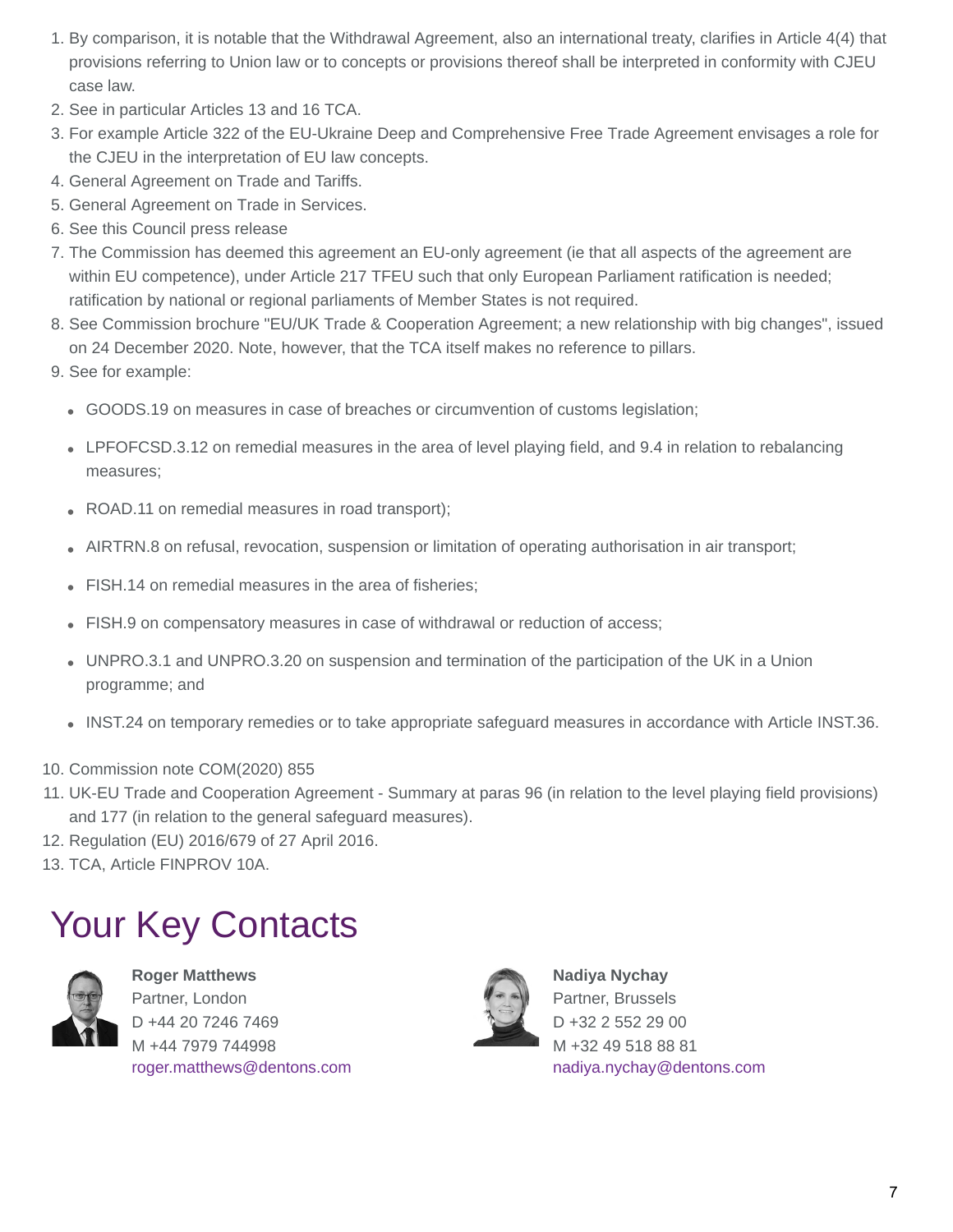1. By comparison, it is notable that the Withdrawal Agreement, also an international treaty, clarifies in Article 4(4) that provisions referring to Union law or to concepts or provisions thereof shall be interpreted in conformity with CJEU case law.
2. See in particular Articles 13 and 16 TCA.
3. For example Article 322 of the EU-Ukraine Deep and Comprehensive Free Trade Agreement envisages a role for the CJEU in the interpretation of EU law concepts.
4. General Agreement on Trade and Tariffs.
5. General Agreement on Trade in Services.
6. See this Council press release
7. The Commission has deemed this agreement an EU-only agreement (ie that all aspects of the agreement are within EU competence), under Article 217 TFEU such that only European Parliament ratification is needed; ratification by national or regional parliaments of Member States is not required.
8. See Commission brochure "EU/UK Trade & Cooperation Agreement; a new relationship with big changes", issued on 24 December 2020. Note, however, that the TCA itself makes no reference to pillars.
9. See for example:
   - GOODS.19 on measures in case of breaches or circumvention of customs legislation;
   - LPFOFCSD.3.12 on remedial measures in the area of level playing field, and 9.4 in relation to rebalancing measures;
   - ROAD.11 on remedial measures in road transport);
   - AIRTRN.8 on refusal, revocation, suspension or limitation of operating authorisation in air transport;
   - FISH.14 on remedial measures in the area of fisheries;
   - FISH.9 on compensatory measures in case of withdrawal or reduction of access;
   - UNPRO.3.1 and UNPRO.3.20 on suspension and termination of the participation of the UK in a Union programme; and
   - INST.24 on temporary remedies or to take appropriate safeguard measures in accordance with Article INST.36.
10. Commission note COM(2020) 855
11. UK-EU Trade and Cooperation Agreement - Summary at paras 96 (in relation to the level playing field provisions) and 177 (in relation to the general safeguard measures).
12. Regulation (EU) 2016/679 of 27 April 2016.
13. TCA, Article FINPROV 10A.

# Your Key Contacts

**Roger Matthews**
Partner, London
D +44 20 7246 7469
M +44 7979 744998
roger.matthews@dentons.com

**Nadiya Nychay**
Partner, Brussels
D +32 2 552 29 00
M +32 49 518 88 81
nadiya.nychay@dentons.com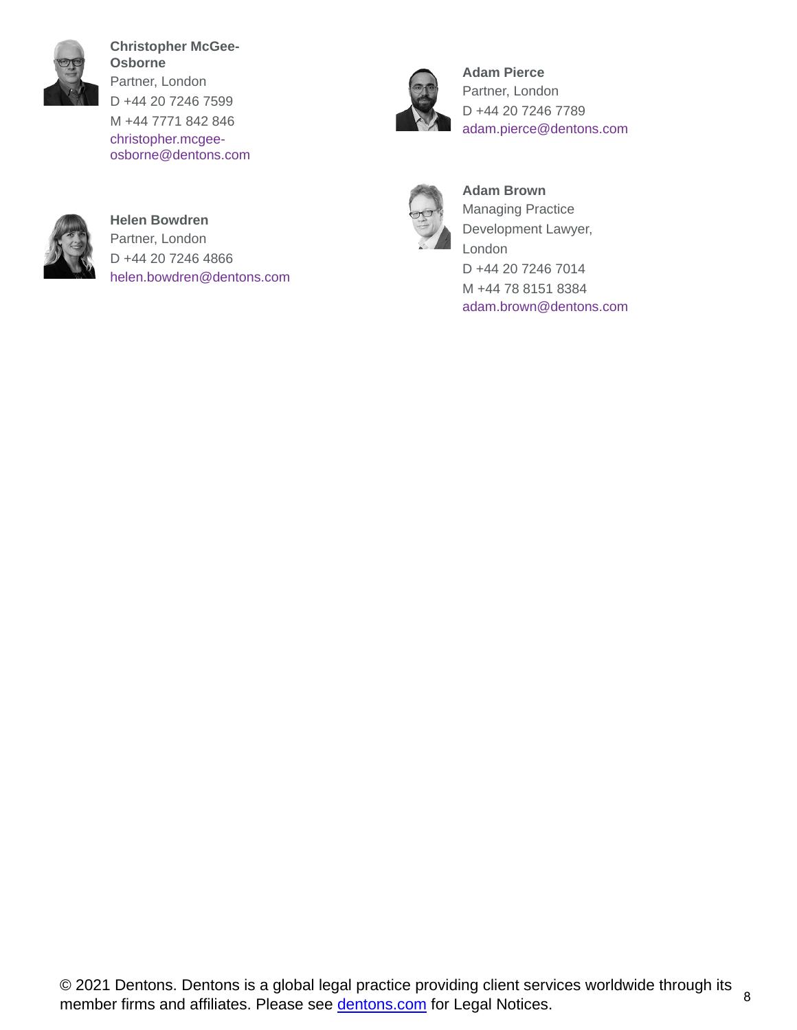**Christopher McGee-Osborne**
Partner, London
D +44 20 7246 7599
M +44 7771 842 846
christopher.mcgee-osborne@dentons.com

**Adam Pierce**
Partner, London
D +44 20 7246 7789
adam.pierce@dentons.com

**Helen Bowdren**
Partner, London
D +44 20 7246 4866
helen.bowdren@dentons.com

**Adam Brown**
Managing Practice Development Lawyer, London
D +44 20 7246 7014
M +44 78 8151 8384
adam.brown@dentons.com

© 2021 Dentons. Dentons is a global legal practice providing client services worldwide through its member firms and affiliates. Please see dentons.com for Legal Notices.